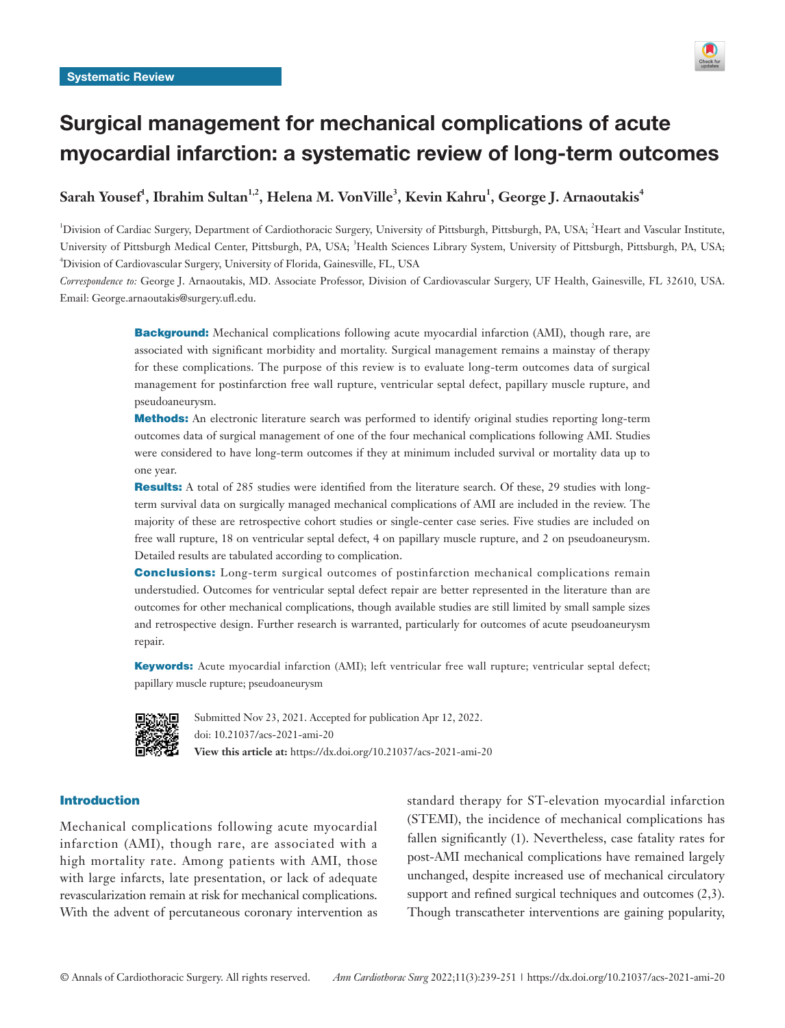Systematic Review

# Surgical management for mechanical complications of acute myocardial infarction: a systematic review of long-term outcomes

**Sarah Yousef[1], Ibrahim Sultan[1,2], Helena M. VonVille[3], Kevin Kahru[1], George J. Arnaoutakis[4]**

[1]Division of Cardiac Surgery, Department of Cardiothoracic Surgery, University of Pittsburgh, Pittsburgh, PA, USA; [2]Heart and Vascular Institute, University of Pittsburgh Medical Center, Pittsburgh, PA, USA; [3]Health Sciences Library System, University of Pittsburgh, Pittsburgh, PA, USA; [4]Division of Cardiovascular Surgery, University of Florida, Gainesville, FL, USA

*Correspondence to:* George J. Arnaoutakis, MD. Associate Professor, Division of Cardiovascular Surgery, UF Health, Gainesville, FL 32610, USA. Email: George.arnaoutakis@surgery.ufl.edu.

**Background:** Mechanical complications following acute myocardial infarction (AMI), though rare, are associated with significant morbidity and mortality. Surgical management remains a mainstay of therapy for these complications. The purpose of this review is to evaluate long-term outcomes data of surgical management for postinfarction free wall rupture, ventricular septal defect, papillary muscle rupture, and pseudoaneurysm.

**Methods:** An electronic literature search was performed to identify original studies reporting long-term outcomes data of surgical management of one of the four mechanical complications following AMI. Studies were considered to have long-term outcomes if they at minimum included survival or mortality data up to one year.

**Results:** A total of 285 studies were identified from the literature search. Of these, 29 studies with long-term survival data on surgically managed mechanical complications of AMI are included in the review. The majority of these are retrospective cohort studies or single-center case series. Five studies are included on free wall rupture, 18 on ventricular septal defect, 4 on papillary muscle rupture, and 2 on pseudoaneurysm. Detailed results are tabulated according to complication.

**Conclusions:** Long-term surgical outcomes of postinfarction mechanical complications remain understudied. Outcomes for ventricular septal defect repair are better represented in the literature than are outcomes for other mechanical complications, though available studies are still limited by small sample sizes and retrospective design. Further research is warranted, particularly for outcomes of acute pseudoaneurysm repair.

**Keywords:** Acute myocardial infarction (AMI); left ventricular free wall rupture; ventricular septal defect; papillary muscle rupture; pseudoaneurysm

Submitted Nov 23, 2021. Accepted for publication Apr 12, 2022.
doi: 10.21037/acs-2021-ami-20
**View this article at:** https://dx.doi.org/10.21037/acs-2021-ami-20

## Introduction

Mechanical complications following acute myocardial infarction (AMI), though rare, are associated with a high mortality rate. Among patients with AMI, those with large infarcts, late presentation, or lack of adequate revascularization remain at risk for mechanical complications. With the advent of percutaneous coronary intervention as standard therapy for ST-elevation myocardial infarction (STEMI), the incidence of mechanical complications has fallen significantly (1). Nevertheless, case fatality rates for post-AMI mechanical complications have remained largely unchanged, despite increased use of mechanical circulatory support and refined surgical techniques and outcomes (2,3). Though transcatheter interventions are gaining popularity,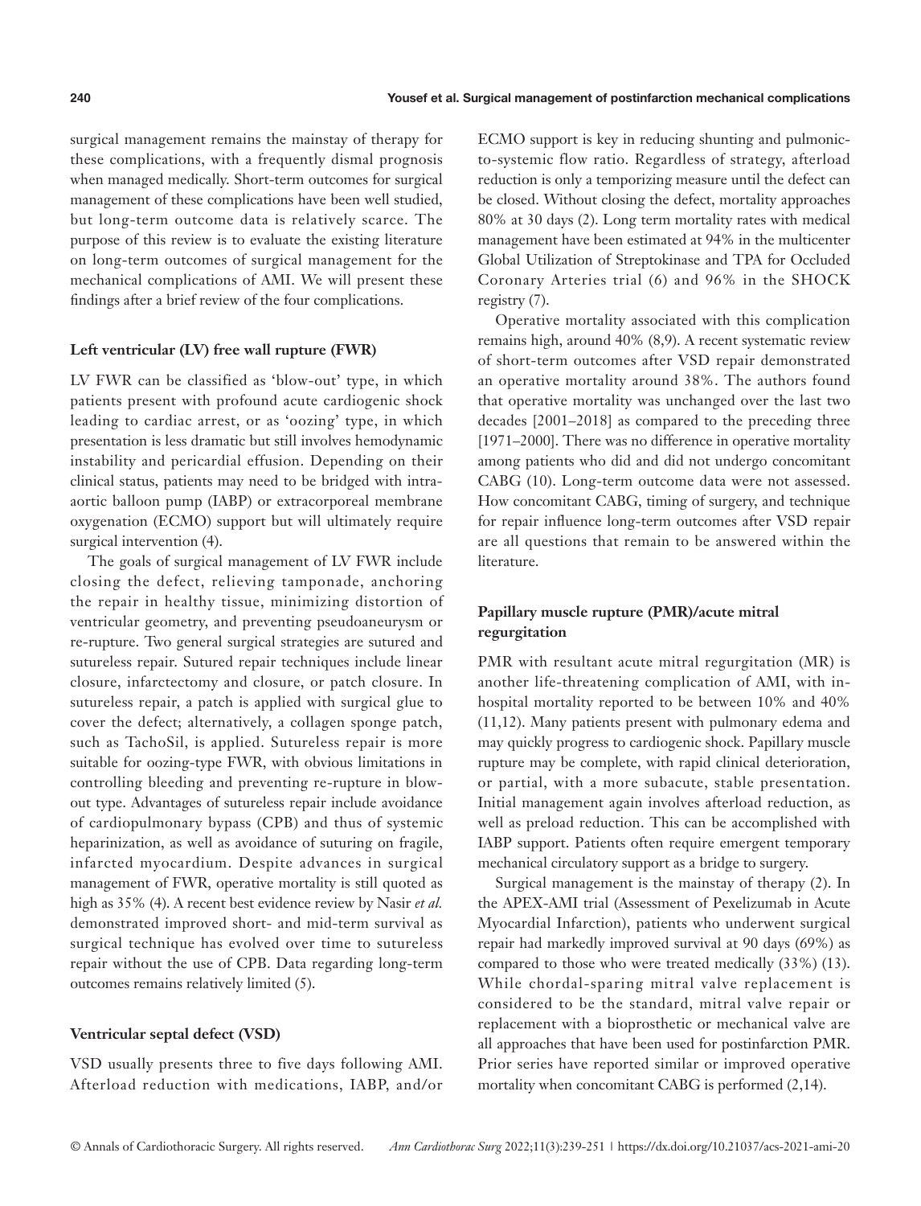surgical management remains the mainstay of therapy for these complications, with a frequently dismal prognosis when managed medically. Short-term outcomes for surgical management of these complications have been well studied, but long-term outcome data is relatively scarce. The purpose of this review is to evaluate the existing literature on long-term outcomes of surgical management for the mechanical complications of AMI. We will present these findings after a brief review of the four complications.

### Left ventricular (LV) free wall rupture (FWR)

LV FWR can be classified as 'blow-out' type, in which patients present with profound acute cardiogenic shock leading to cardiac arrest, or as 'oozing' type, in which presentation is less dramatic but still involves hemodynamic instability and pericardial effusion. Depending on their clinical status, patients may need to be bridged with intra-aortic balloon pump (IABP) or extracorporeal membrane oxygenation (ECMO) support but will ultimately require surgical intervention (4).

The goals of surgical management of LV FWR include closing the defect, relieving tamponade, anchoring the repair in healthy tissue, minimizing distortion of ventricular geometry, and preventing pseudoaneurysm or re-rupture. Two general surgical strategies are sutured and sutureless repair. Sutured repair techniques include linear closure, infarctectomy and closure, or patch closure. In sutureless repair, a patch is applied with surgical glue to cover the defect; alternatively, a collagen sponge patch, such as TachoSil, is applied. Sutureless repair is more suitable for oozing-type FWR, with obvious limitations in controlling bleeding and preventing re-rupture in blow-out type. Advantages of sutureless repair include avoidance of cardiopulmonary bypass (CPB) and thus of systemic heparinization, as well as avoidance of suturing on fragile, infarcted myocardium. Despite advances in surgical management of FWR, operative mortality is still quoted as high as 35% (4). A recent best evidence review by Nasir *et al.* demonstrated improved short- and mid-term survival as surgical technique has evolved over time to sutureless repair without the use of CPB. Data regarding long-term outcomes remains relatively limited (5).

### Ventricular septal defect (VSD)

VSD usually presents three to five days following AMI. Afterload reduction with medications, IABP, and/or ECMO support is key in reducing shunting and pulmonic-to-systemic flow ratio. Regardless of strategy, afterload reduction is only a temporizing measure until the defect can be closed. Without closing the defect, mortality approaches 80% at 30 days (2). Long term mortality rates with medical management have been estimated at 94% in the multicenter Global Utilization of Streptokinase and TPA for Occluded Coronary Arteries trial (6) and 96% in the SHOCK registry (7).

Operative mortality associated with this complication remains high, around 40% (8,9). A recent systematic review of short-term outcomes after VSD repair demonstrated an operative mortality around 38%. The authors found that operative mortality was unchanged over the last two decades [2001–2018] as compared to the preceding three [1971–2000]. There was no difference in operative mortality among patients who did and did not undergo concomitant CABG (10). Long-term outcome data were not assessed. How concomitant CABG, timing of surgery, and technique for repair influence long-term outcomes after VSD repair are all questions that remain to be answered within the literature.

### Papillary muscle rupture (PMR)/acute mitral regurgitation

PMR with resultant acute mitral regurgitation (MR) is another life-threatening complication of AMI, with in-hospital mortality reported to be between 10% and 40% (11,12). Many patients present with pulmonary edema and may quickly progress to cardiogenic shock. Papillary muscle rupture may be complete, with rapid clinical deterioration, or partial, with a more subacute, stable presentation. Initial management again involves afterload reduction, as well as preload reduction. This can be accomplished with IABP support. Patients often require emergent temporary mechanical circulatory support as a bridge to surgery.

Surgical management is the mainstay of therapy (2). In the APEX-AMI trial (Assessment of Pexelizumab in Acute Myocardial Infarction), patients who underwent surgical repair had markedly improved survival at 90 days (69%) as compared to those who were treated medically (33%) (13). While chordal-sparing mitral valve replacement is considered to be the standard, mitral valve repair or replacement with a bioprosthetic or mechanical valve are all approaches that have been used for postinfarction PMR. Prior series have reported similar or improved operative mortality when concomitant CABG is performed (2,14).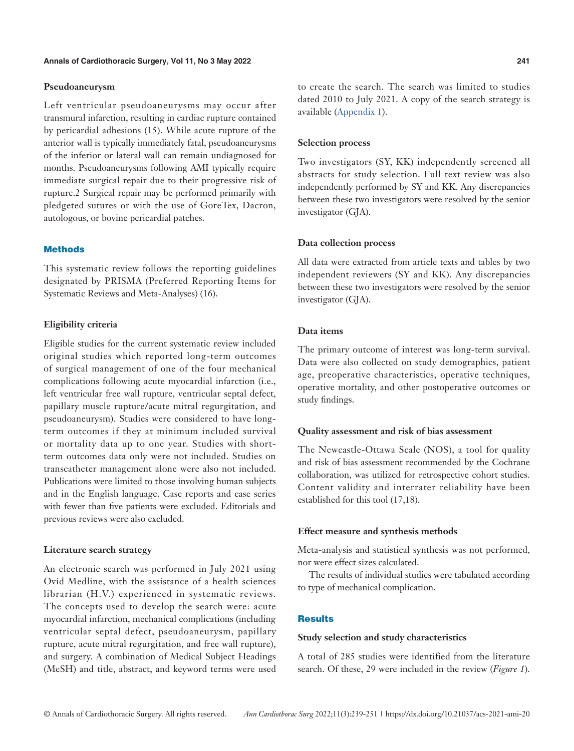### Pseudoaneurysm

Left ventricular pseudoaneurysms may occur after transmural infarction, resulting in cardiac rupture contained by pericardial adhesions (15). While acute rupture of the anterior wall is typically immediately fatal, pseudoaneurysms of the inferior or lateral wall can remain undiagnosed for months. Pseudoaneurysms following AMI typically require immediate surgical repair due to their progressive risk of rupture.2 Surgical repair may be performed primarily with pledgeted sutures or with the use of GoreTex, Dacron, autologous, or bovine pericardial patches.

## Methods

This systematic review follows the reporting guidelines designated by PRISMA (Preferred Reporting Items for Systematic Reviews and Meta-Analyses) (16).

### Eligibility criteria

Eligible studies for the current systematic review included original studies which reported long-term outcomes of surgical management of one of the four mechanical complications following acute myocardial infarction (i.e., left ventricular free wall rupture, ventricular septal defect, papillary muscle rupture/acute mitral regurgitation, and pseudoaneurysm). Studies were considered to have long-term outcomes if they at minimum included survival or mortality data up to one year. Studies with short-term outcomes data only were not included. Studies on transcatheter management alone were also not included. Publications were limited to those involving human subjects and in the English language. Case reports and case series with fewer than five patients were excluded. Editorials and previous reviews were also excluded.

### Literature search strategy

An electronic search was performed in July 2021 using Ovid Medline, with the assistance of a health sciences librarian (H.V.) experienced in systematic reviews. The concepts used to develop the search were: acute myocardial infarction, mechanical complications (including ventricular septal defect, pseudoaneurysm, papillary rupture, acute mitral regurgitation, and free wall rupture), and surgery. A combination of Medical Subject Headings (MeSH) and title, abstract, and keyword terms were used to create the search. The search was limited to studies dated 2010 to July 2021. A copy of the search strategy is available (Appendix 1).

### Selection process

Two investigators (SY, KK) independently screened all abstracts for study selection. Full text review was also independently performed by SY and KK. Any discrepancies between these two investigators were resolved by the senior investigator (GJA).

### Data collection process

All data were extracted from article texts and tables by two independent reviewers (SY and KK). Any discrepancies between these two investigators were resolved by the senior investigator (GJA).

### Data items

The primary outcome of interest was long-term survival. Data were also collected on study demographics, patient age, preoperative characteristics, operative techniques, operative mortality, and other postoperative outcomes or study findings.

### Quality assessment and risk of bias assessment

The Newcastle-Ottawa Scale (NOS), a tool for quality and risk of bias assessment recommended by the Cochrane collaboration, was utilized for retrospective cohort studies. Content validity and interrater reliability have been established for this tool (17,18).

### Effect measure and synthesis methods

Meta-analysis and statistical synthesis was not performed, nor were effect sizes calculated.

The results of individual studies were tabulated according to type of mechanical complication.

## Results

### Study selection and study characteristics

A total of 285 studies were identified from the literature search. Of these, 29 were included in the review (*Figure 1*).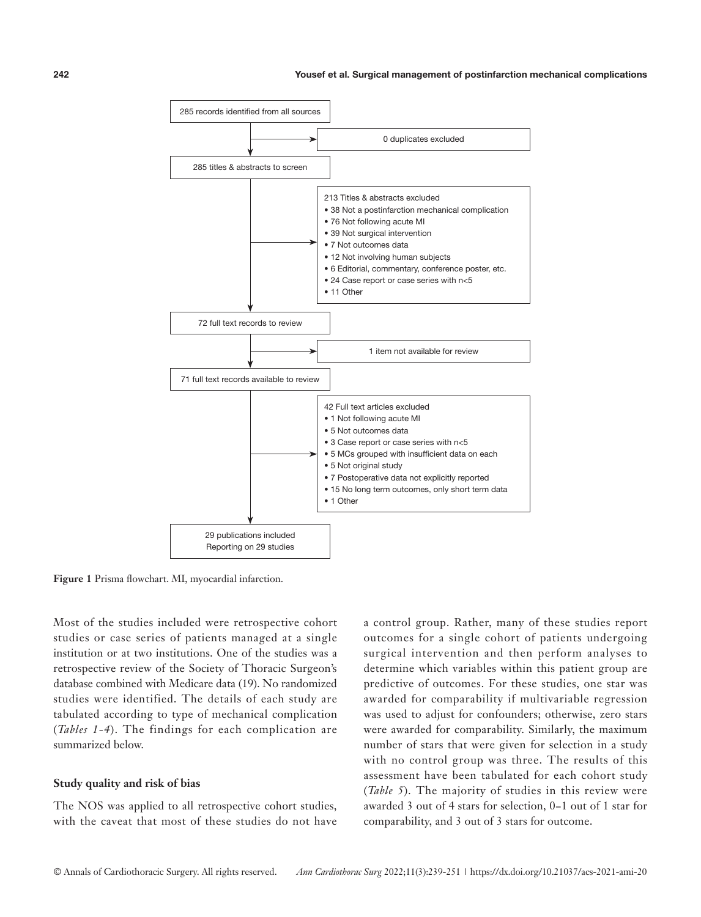285 records identified from all sources

0 duplicates excluded

285 titles & abstracts to screen

213 Titles & abstracts excluded
- 38 Not a postinfarction mechanical complication
- 76 Not following acute MI
- 39 Not surgical intervention
- 7 Not outcomes data
- 12 Not involving human subjects
- 6 Editorial, commentary, conference poster, etc.
- 24 Case report or case series with n<5
- 11 Other

72 full text records to review

1 item not available for review

71 full text records available to review

42 Full text articles excluded
- 1 Not following acute MI
- 5 Not outcomes data
- 3 Case report or case series with n<5
- 5 MCs grouped with insufficient data on each
- 5 Not original study
- 7 Postoperative data not explicitly reported
- 15 No long term outcomes, only short term data
- 1 Other

29 publications included
Reporting on 29 studies

**Figure 1** Prisma flowchart. MI, myocardial infarction.

Most of the studies included were retrospective cohort studies or case series of patients managed at a single institution or at two institutions. One of the studies was a retrospective review of the Society of Thoracic Surgeon's database combined with Medicare data (19). No randomized studies were identified. The details of each study are tabulated according to type of mechanical complication (*Tables 1-4*). The findings for each complication are summarized below.

### Study quality and risk of bias

The NOS was applied to all retrospective cohort studies, with the caveat that most of these studies do not have a control group. Rather, many of these studies report outcomes for a single cohort of patients undergoing surgical intervention and then perform analyses to determine which variables within this patient group are predictive of outcomes. For these studies, one star was awarded for comparability if multivariable regression was used to adjust for confounders; otherwise, zero stars were awarded for comparability. Similarly, the maximum number of stars that were given for selection in a study with no control group was three. The results of this assessment have been tabulated for each cohort study (*Table 5*). The majority of studies in this review were awarded 3 out of 4 stars for selection, 0–1 out of 1 star for comparability, and 3 out of 3 stars for outcome.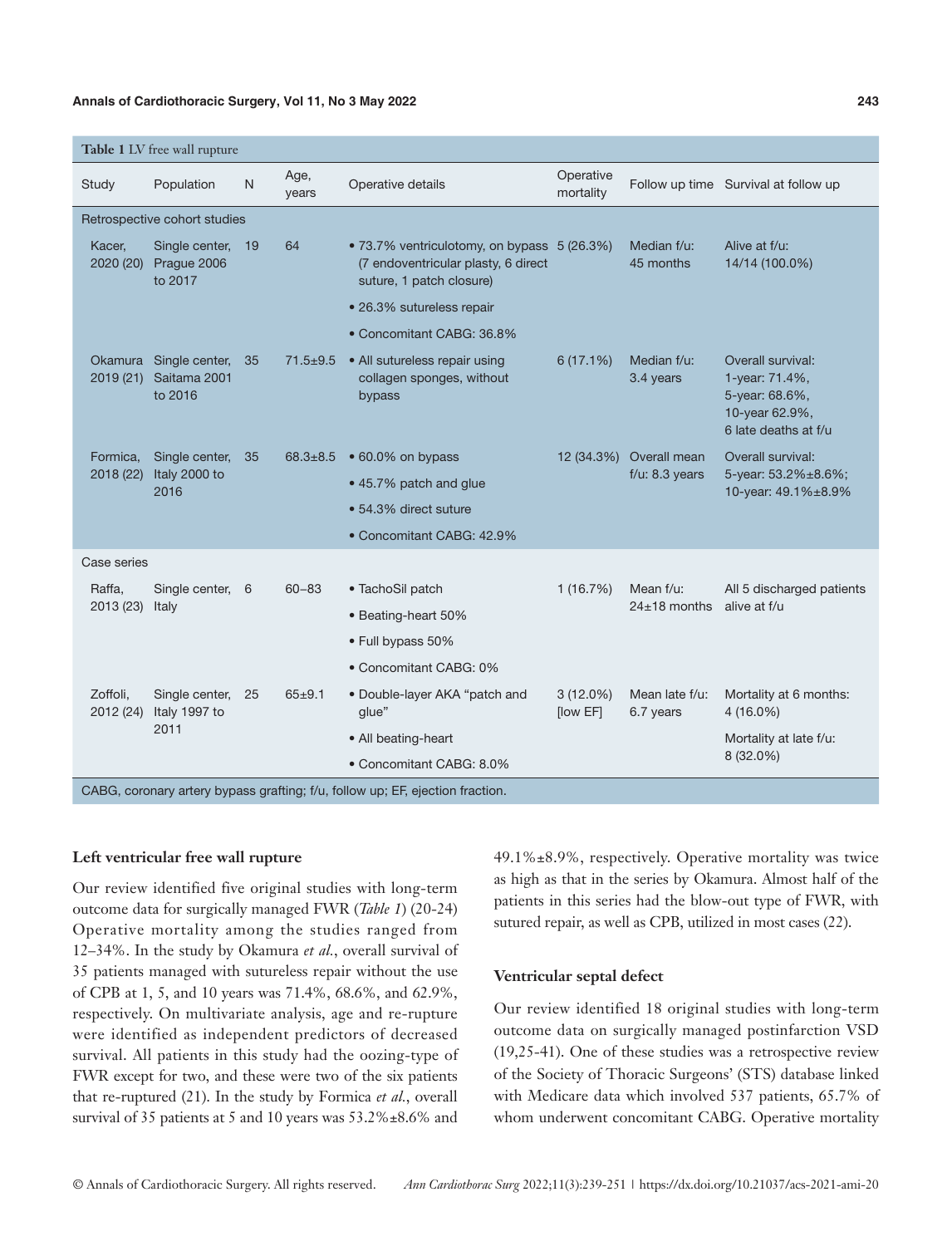**Table 1** LV free wall rupture

| Study | Population | N | Age, years | Operative details | Operative mortality | Follow up time | Survival at follow up |
|---|---|---|---|---|---|---|---|
| Retrospective cohort studies | | | | | | | |
| Kacer, 2020 (20) | Single center, Prague 2006 to 2017 | 19 | 64 | • 73.7% ventriculotomy, on bypass (7 endoventricular plasty, 6 direct suture, 1 patch closure)<br>• 26.3% sutureless repair<br>• Concomitant CABG: 36.8% | 5 (26.3%) | Median f/u: 45 months | Alive at f/u: 14/14 (100.0%) |
| Okamura 2019 (21) | Single center, Saitama 2001 to 2016 | 35 | 71.5±9.5 | • All sutureless repair using collagen sponges, without bypass | 6 (17.1%) | Median f/u: 3.4 years | Overall survival: 1-year: 71.4%, 5-year: 68.6%, 10-year 62.9%, 6 late deaths at f/u |
| Formica, 2018 (22) | Single center, Italy 2000 to 2016 | 35 | 68.3±8.5 | • 60.0% on bypass<br>• 45.7% patch and glue<br>• 54.3% direct suture<br>• Concomitant CABG: 42.9% | 12 (34.3%) | Overall mean f/u: 8.3 years | Overall survival: 5-year: 53.2%±8.6%; 10-year: 49.1%±8.9% |
| Case series | | | | | | | |
| Raffa, 2013 (23) | Single center, Italy | 6 | 60–83 | • TachoSil patch<br>• Beating-heart 50%<br>• Full bypass 50%<br>• Concomitant CABG: 0% | 1 (16.7%) | Mean f/u: 24±18 months | All 5 discharged patients alive at f/u |
| Zoffoli, 2012 (24) | Single center, Italy 1997 to 2011 | 25 | 65±9.1 | • Double-layer AKA "patch and glue"<br>• All beating-heart<br>• Concomitant CABG: 8.0% | 3 (12.0%) [low EF] | Mean late f/u: 6.7 years | Mortality at 6 months: 4 (16.0%)<br>Mortality at late f/u: 8 (32.0%) |

CABG, coronary artery bypass grafting; f/u, follow up; EF, ejection fraction.

### Left ventricular free wall rupture

Our review identified five original studies with long-term outcome data for surgically managed FWR (*Table 1*) (20-24) Operative mortality among the studies ranged from 12–34%. In the study by Okamura *et al.*, overall survival of 35 patients managed with sutureless repair without the use of CPB at 1, 5, and 10 years was 71.4%, 68.6%, and 62.9%, respectively. On multivariate analysis, age and re-rupture were identified as independent predictors of decreased survival. All patients in this study had the oozing-type of FWR except for two, and these were two of the six patients that re-ruptured (21). In the study by Formica *et al.*, overall survival of 35 patients at 5 and 10 years was 53.2%±8.6% and 49.1%±8.9%, respectively. Operative mortality was twice as high as that in the series by Okamura. Almost half of the patients in this series had the blow-out type of FWR, with sutured repair, as well as CPB, utilized in most cases (22).

### Ventricular septal defect

Our review identified 18 original studies with long-term outcome data on surgically managed postinfarction VSD (19,25-41). One of these studies was a retrospective review of the Society of Thoracic Surgeons' (STS) database linked with Medicare data which involved 537 patients, 65.7% of whom underwent concomitant CABG. Operative mortality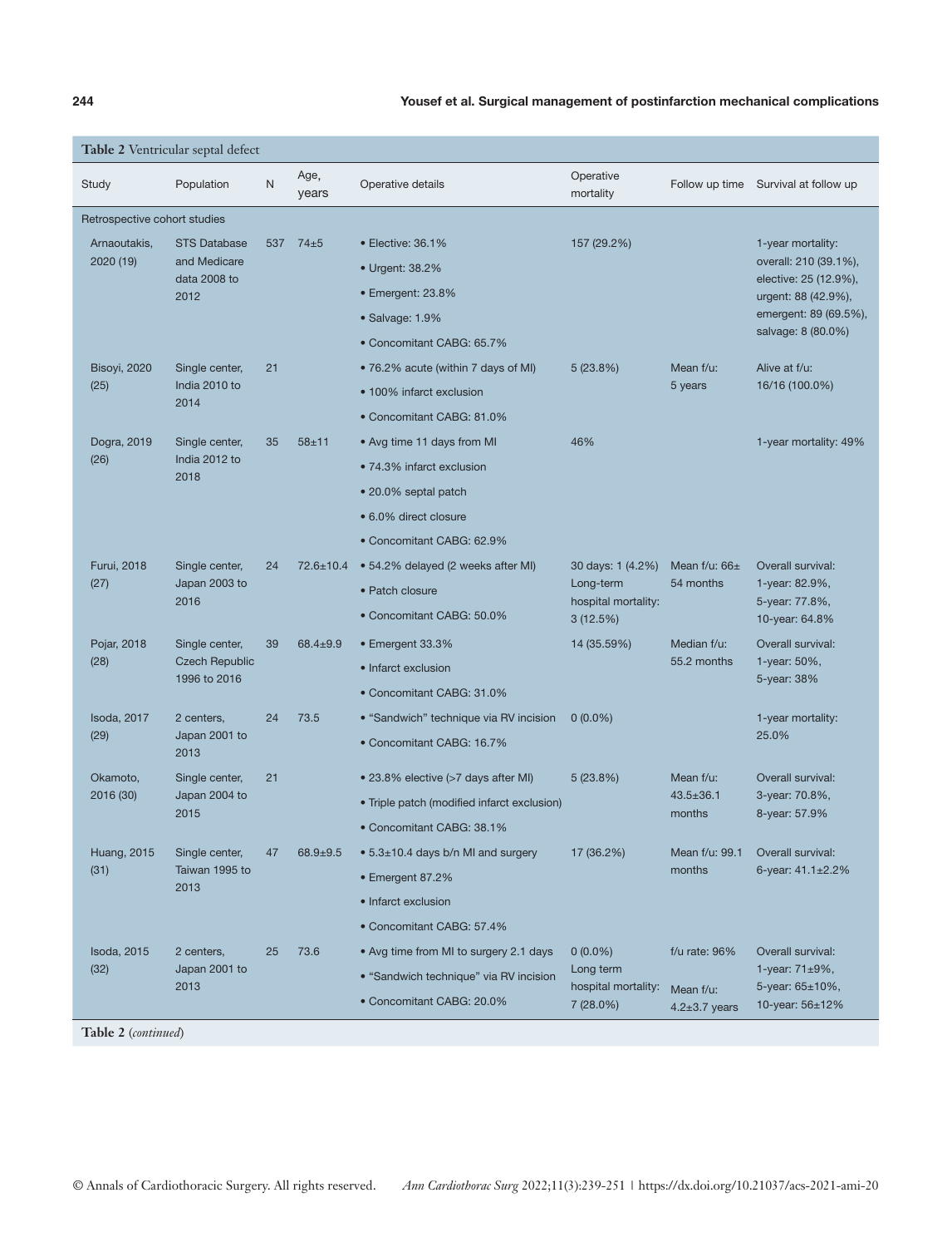**Table 2** Ventricular septal defect

| Study | Population | N | Age, years | Operative details | Operative mortality | Follow up time | Survival at follow up |
|---|---|---|---|---|---|---|---|
| Retrospective cohort studies | | | | | | | |
| Arnaoutakis, 2020 (19) | STS Database and Medicare data 2008 to 2012 | 537 | 74±5 | • Elective: 36.1%<br>• Urgent: 38.2%<br>• Emergent: 23.8%<br>• Salvage: 1.9%<br>• Concomitant CABG: 65.7% | 157 (29.2%) | | 1-year mortality: overall: 210 (39.1%), elective: 25 (12.9%), urgent: 88 (42.9%), emergent: 89 (69.5%), salvage: 8 (80.0%) |
| Bisoyi, 2020 (25) | Single center, India 2010 to 2014 | 21 | | • 76.2% acute (within 7 days of MI)<br>• 100% infarct exclusion<br>• Concomitant CABG: 81.0% | 5 (23.8%) | Mean f/u: 5 years | Alive at f/u: 16/16 (100.0%) |
| Dogra, 2019 (26) | Single center, India 2012 to 2018 | 35 | 58±11 | • Avg time 11 days from MI<br>• 74.3% infarct exclusion<br>• 20.0% septal patch<br>• 6.0% direct closure<br>• Concomitant CABG: 62.9% | 46% | | 1-year mortality: 49% |
| Furui, 2018 (27) | Single center, Japan 2003 to 2016 | 24 | 72.6±10.4 | • 54.2% delayed (2 weeks after MI)<br>• Patch closure<br>• Concomitant CABG: 50.0% | 30 days: 1 (4.2%)<br>Long-term hospital mortality: 3 (12.5%) | Mean f/u: 66± 54 months | Overall survival: 1-year: 82.9%, 5-year: 77.8%, 10-year: 64.8% |
| Pojar, 2018 (28) | Single center, Czech Republic 1996 to 2016 | 39 | 68.4±9.9 | • Emergent 33.3%<br>• Infarct exclusion<br>• Concomitant CABG: 31.0% | 14 (35.59%) | Median f/u: 55.2 months | Overall survival: 1-year: 50%, 5-year: 38% |
| Isoda, 2017 (29) | 2 centers, Japan 2001 to 2013 | 24 | 73.5 | • "Sandwich" technique via RV incision<br>• Concomitant CABG: 16.7% | 0 (0.0%) | | 1-year mortality: 25.0% |
| Okamoto, 2016 (30) | Single center, Japan 2004 to 2015 | 21 | | • 23.8% elective (>7 days after MI)<br>• Triple patch (modified infarct exclusion)<br>• Concomitant CABG: 38.1% | 5 (23.8%) | Mean f/u: 43.5±36.1 months | Overall survival: 3-year: 70.8%, 8-year: 57.9% |
| Huang, 2015 (31) | Single center, Taiwan 1995 to 2013 | 47 | 68.9±9.5 | • 5.3±10.4 days b/n MI and surgery<br>• Emergent 87.2%<br>• Infarct exclusion<br>• Concomitant CABG: 57.4% | 17 (36.2%) | Mean f/u: 99.1 months | Overall survival: 6-year: 41.1±2.2% |
| Isoda, 2015 (32) | 2 centers, Japan 2001 to 2013 | 25 | 73.6 | • Avg time from MI to surgery 2.1 days<br>• "Sandwich technique" via RV incision<br>• Concomitant CABG: 20.0% | 0 (0.0%)<br>Long term hospital mortality: 7 (28.0%) | f/u rate: 96%<br>Mean f/u: 4.2±3.7 years | Overall survival: 1-year: 71±9%, 5-year: 65±10%, 10-year: 56±12% |

**Table 2** (*continued*)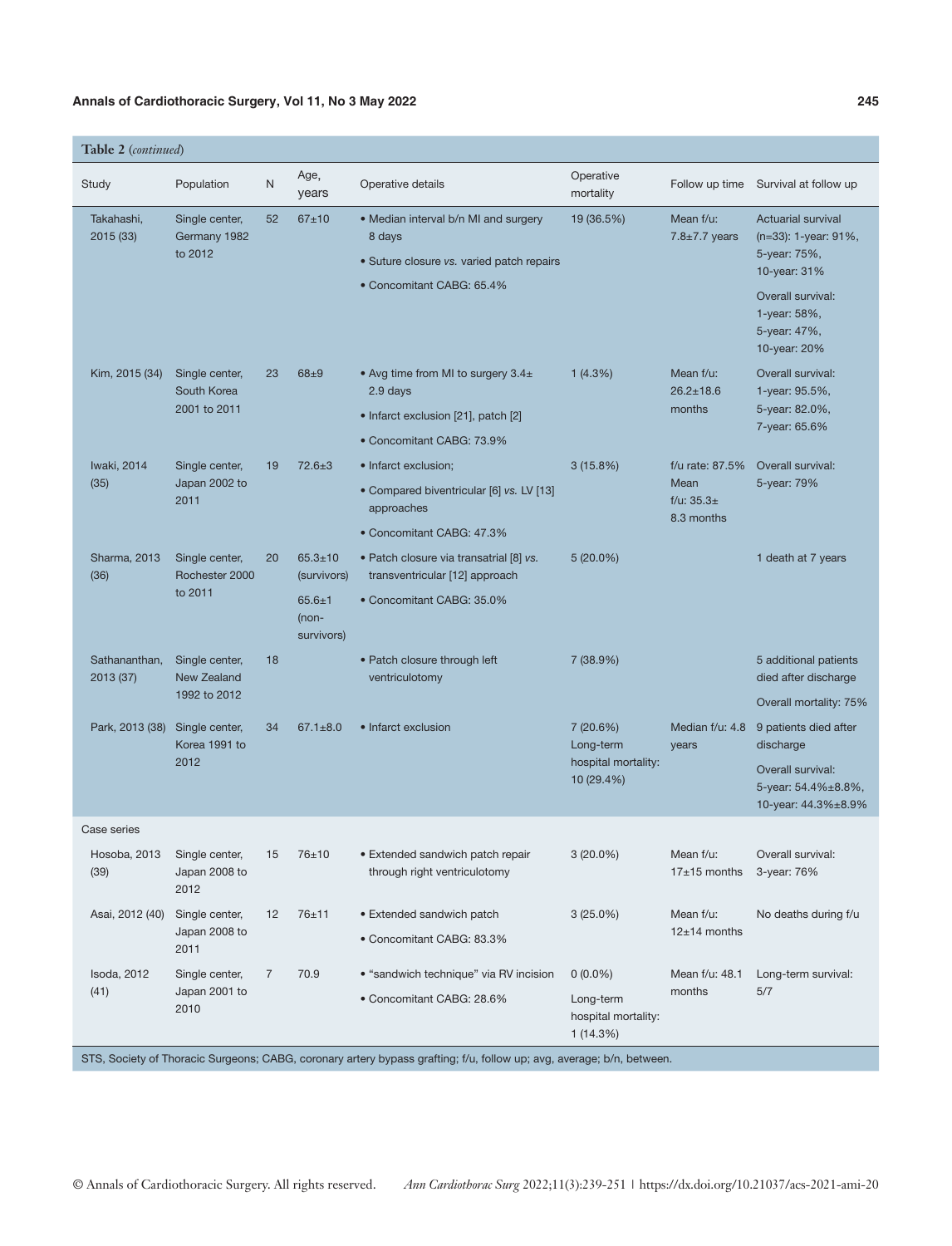**Table 2** *(continued)*

| Study | Population | N | Age, years | Operative details | Operative mortality | Follow up time | Survival at follow up |
|---|---|---|---|---|---|---|---|
| Takahashi, 2015 (33) | Single center, Germany 1982 to 2012 | 52 | 67±10 | • Median interval b/n MI and surgery 8 days<br>• Suture closure *vs.* varied patch repairs<br>• Concomitant CABG: 65.4% | 19 (36.5%) | Mean f/u: 7.8±7.7 years | Actuarial survival (n=33): 1-year: 91%, 5-year: 75%, 10-year: 31%<br>Overall survival: 1-year: 58%, 5-year: 47%, 10-year: 20% |
| Kim, 2015 (34) | Single center, South Korea 2001 to 2011 | 23 | 68±9 | • Avg time from MI to surgery 3.4± 2.9 days<br>• Infarct exclusion [21], patch [2]<br>• Concomitant CABG: 73.9% | 1 (4.3%) | Mean f/u: 26.2±18.6 months | Overall survival: 1-year: 95.5%, 5-year: 82.0%, 7-year: 65.6% |
| Iwaki, 2014 (35) | Single center, Japan 2002 to 2011 | 19 | 72.6±3 | • Infarct exclusion;<br>• Compared biventricular [6] *vs.* LV [13] approaches<br>• Concomitant CABG: 47.3% | 3 (15.8%) | f/u rate: 87.5% Mean f/u: 35.3± 8.3 months | Overall survival: 5-year: 79% |
| Sharma, 2013 (36) | Single center, Rochester 2000 to 2011 | 20 | 65.3±10 (survivors)<br>65.6±1 (non-survivors) | • Patch closure via transatrial [8] *vs.* transventricular [12] approach<br>• Concomitant CABG: 35.0% | 5 (20.0%) | | 1 death at 7 years |
| Sathananthan, 2013 (37) | Single center, New Zealand 1992 to 2012 | 18 | | • Patch closure through left ventriculotomy | 7 (38.9%) | | 5 additional patients died after discharge<br>Overall mortality: 75% |
| Park, 2013 (38) | Single center, Korea 1991 to 2012 | 34 | 67.1±8.0 | • Infarct exclusion | 7 (20.6%) Long-term hospital mortality: 10 (29.4%) | Median f/u: 4.8 years | 9 patients died after discharge<br>Overall survival: 5-year: 54.4%±8.8%, 10-year: 44.3%±8.9% |
| Case series | | | | | | | |
| Hosoba, 2013 (39) | Single center, Japan 2008 to 2012 | 15 | 76±10 | • Extended sandwich patch repair through right ventriculotomy | 3 (20.0%) | Mean f/u: 17±15 months | Overall survival: 3-year: 76% |
| Asai, 2012 (40) | Single center, Japan 2008 to 2011 | 12 | 76±11 | • Extended sandwich patch<br>• Concomitant CABG: 83.3% | 3 (25.0%) | Mean f/u: 12±14 months | No deaths during f/u |
| Isoda, 2012 (41) | Single center, Japan 2001 to 2010 | 7 | 70.9 | • "sandwich technique" via RV incision<br>• Concomitant CABG: 28.6% | 0 (0.0%)<br>Long-term hospital mortality: 1 (14.3%) | Mean f/u: 48.1 months | Long-term survival: 5/7 |

STS, Society of Thoracic Surgeons; CABG, coronary artery bypass grafting; f/u, follow up; avg, average; b/n, between.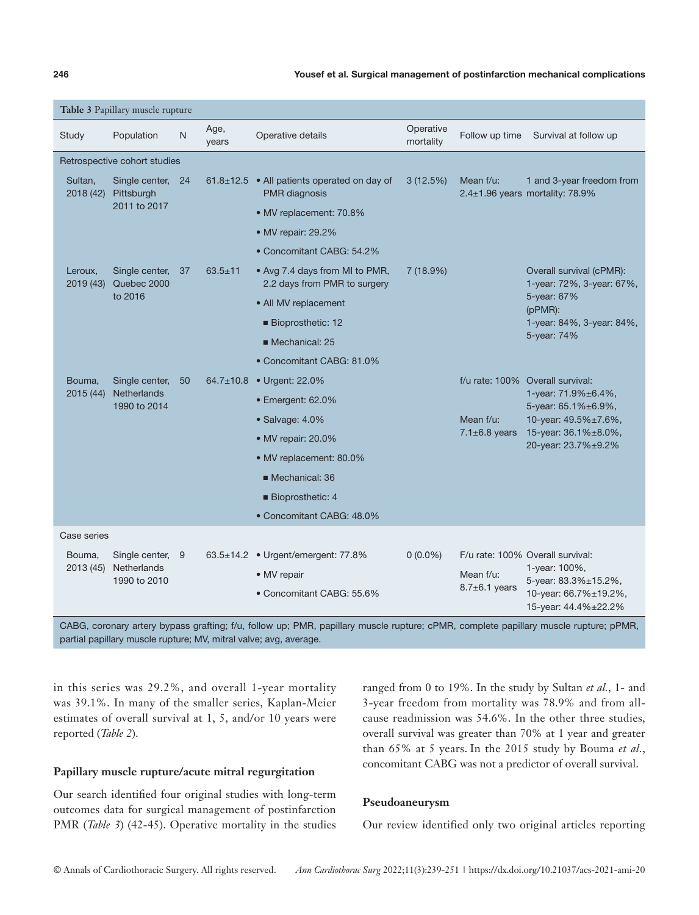**Table 3** Papillary muscle rupture

| Study | Population | N | Age, years | Operative details | Operative mortality | Follow up time | Survival at follow up |
|---|---|---|---|---|---|---|---|
| Retrospective cohort studies | | | | | | | |
| Sultan, 2018 (42) | Single center, Pittsburgh 2011 to 2017 | 24 | 61.8±12.5 | • All patients operated on day of PMR diagnosis<br>• MV replacement: 70.8%<br>• MV repair: 29.2%<br>• Concomitant CABG: 54.2% | 3 (12.5%) | Mean f/u: 2.4±1.96 years | 1 and 3-year freedom from mortality: 78.9% |
| Leroux, 2019 (43) | Single center, Quebec 2000 to 2016 | 37 | 63.5±11 | • Avg 7.4 days from MI to PMR, 2.2 days from PMR to surgery<br>• All MV replacement<br>■ Bioprosthetic: 12<br>■ Mechanical: 25<br>• Concomitant CABG: 81.0% | 7 (18.9%) | | Overall survival (cPMR): 1-year: 72%, 3-year: 67%, 5-year: 67%<br>(pPMR): 1-year: 84%, 3-year: 84%, 5-year: 74% |
| Bouma, 2015 (44) | Single center, Netherlands 1990 to 2014 | 50 | 64.7±10.8 | • Urgent: 22.0%<br>• Emergent: 62.0%<br>• Salvage: 4.0%<br>• MV repair: 20.0%<br>• MV replacement: 80.0%<br>■ Mechanical: 36<br>■ Bioprosthetic: 4<br>• Concomitant CABG: 48.0% | | f/u rate: 100%<br>Mean f/u: 7.1±6.8 years | Overall survival: 1-year: 71.9%±6.4%, 5-year: 65.1%±6.9%, 10-year: 49.5%±7.6%, 15-year: 36.1%±8.0%, 20-year: 23.7%±9.2% |
| Case series | | | | | | | |
| Bouma, 2013 (45) | Single center, Netherlands 1990 to 2010 | 9 | 63.5±14.2 | • Urgent/emergent: 77.8%<br>• MV repair<br>• Concomitant CABG: 55.6% | 0 (0.0%) | F/u rate: 100%<br>Mean f/u: 8.7±6.1 years | Overall survival: 1-year: 100%, 5-year: 83.3%±15.2%, 10-year: 66.7%±19.2%, 15-year: 44.4%±22.2% |

CABG, coronary artery bypass grafting; f/u, follow up; PMR, papillary muscle rupture; cPMR, complete papillary muscle rupture; pPMR, partial papillary muscle rupture; MV, mitral valve; avg, average.

in this series was 29.2%, and overall 1-year mortality was 39.1%. In many of the smaller series, Kaplan-Meier estimates of overall survival at 1, 5, and/or 10 years were reported (*Table 2*).

### Papillary muscle rupture/acute mitral regurgitation

Our search identified four original studies with long-term outcomes data for surgical management of postinfarction PMR (*Table 3*) (42-45). Operative mortality in the studies ranged from 0 to 19%. In the study by Sultan *et al.*, 1- and 3-year freedom from mortality was 78.9% and from all-cause readmission was 54.6%. In the other three studies, overall survival was greater than 70% at 1 year and greater than 65% at 5 years. In the 2015 study by Bouma *et al.*, concomitant CABG was not a predictor of overall survival.

### Pseudoaneurysm

Our review identified only two original articles reporting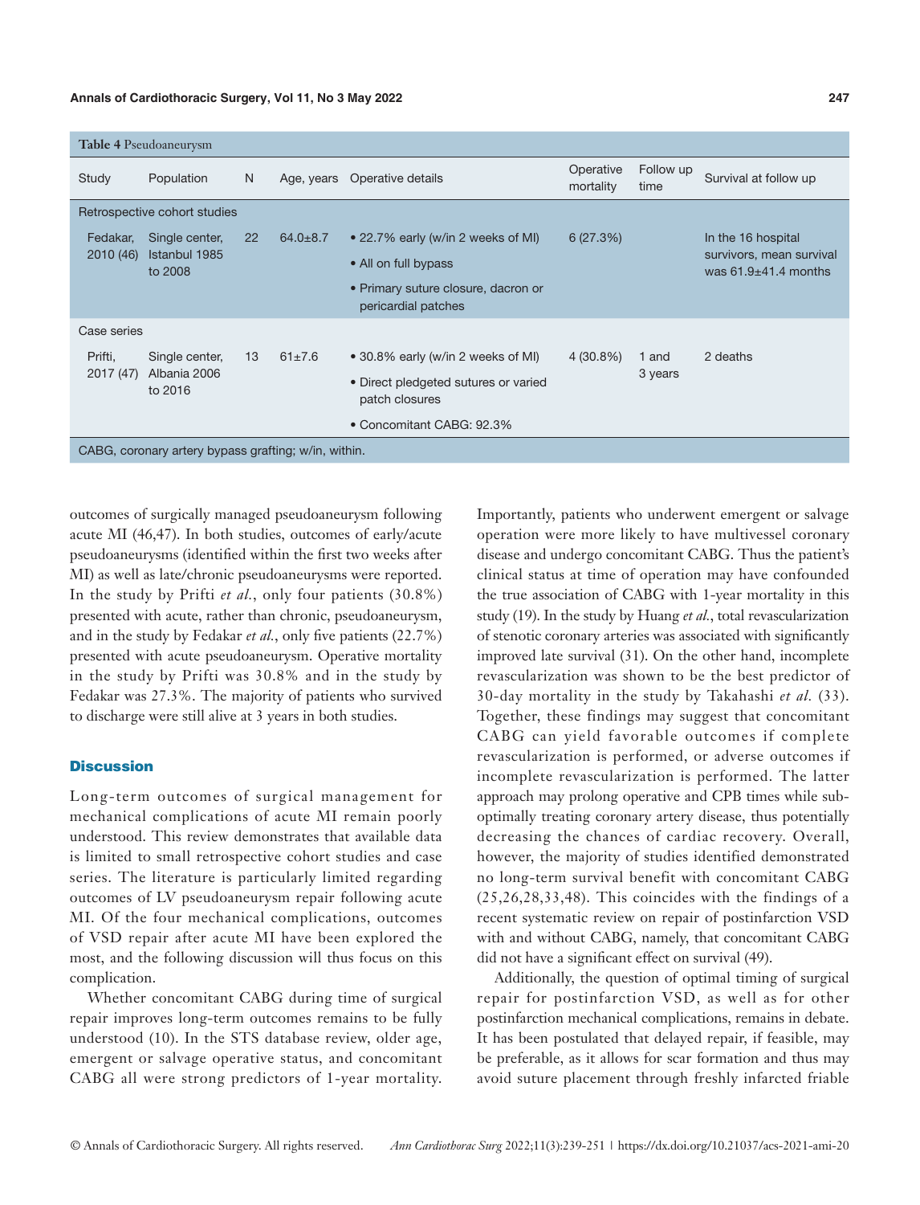**Table 4** Pseudoaneurysm

| Study | Population | N | Age, years | Operative details | Operative mortality | Follow up time | Survival at follow up |
|---|---|---|---|---|---|---|---|
| Retrospective cohort studies | | | | | | | |
| Fedakar, 2010 (46) | Single center, Istanbul 1985 to 2008 | 22 | 64.0±8.7 | • 22.7% early (w/in 2 weeks of MI)<br>• All on full bypass<br>• Primary suture closure, dacron or pericardial patches | 6 (27.3%) | | In the 16 hospital survivors, mean survival was 61.9±41.4 months |
| Case series | | | | | | | |
| Prifti, 2017 (47) | Single center, Albania 2006 to 2016 | 13 | 61±7.6 | • 30.8% early (w/in 2 weeks of MI)<br>• Direct pledgeted sutures or varied patch closures<br>• Concomitant CABG: 92.3% | 4 (30.8%) | 1 and 3 years | 2 deaths |

CABG, coronary artery bypass grafting; w/in, within.

outcomes of surgically managed pseudoaneurysm following acute MI (46,47). In both studies, outcomes of early/acute pseudoaneurysms (identified within the first two weeks after MI) as well as late/chronic pseudoaneurysms were reported. In the study by Prifti *et al.*, only four patients (30.8%) presented with acute, rather than chronic, pseudoaneurysm, and in the study by Fedakar *et al.*, only five patients (22.7%) presented with acute pseudoaneurysm. Operative mortality in the study by Prifti was 30.8% and in the study by Fedakar was 27.3%. The majority of patients who survived to discharge were still alive at 3 years in both studies.

## Discussion

Long-term outcomes of surgical management for mechanical complications of acute MI remain poorly understood. This review demonstrates that available data is limited to small retrospective cohort studies and case series. The literature is particularly limited regarding outcomes of LV pseudoaneurysm repair following acute MI. Of the four mechanical complications, outcomes of VSD repair after acute MI have been explored the most, and the following discussion will thus focus on this complication.

Whether concomitant CABG during time of surgical repair improves long-term outcomes remains to be fully understood (10). In the STS database review, older age, emergent or salvage operative status, and concomitant CABG all were strong predictors of 1-year mortality. Importantly, patients who underwent emergent or salvage operation were more likely to have multivessel coronary disease and undergo concomitant CABG. Thus the patient's clinical status at time of operation may have confounded the true association of CABG with 1-year mortality in this study (19). In the study by Huang *et al.*, total revascularization of stenotic coronary arteries was associated with significantly improved late survival (31). On the other hand, incomplete revascularization was shown to be the best predictor of 30-day mortality in the study by Takahashi *et al.* (33). Together, these findings may suggest that concomitant CABG can yield favorable outcomes if complete revascularization is performed, or adverse outcomes if incomplete revascularization is performed. The latter approach may prolong operative and CPB times while sub-optimally treating coronary artery disease, thus potentially decreasing the chances of cardiac recovery. Overall, however, the majority of studies identified demonstrated no long-term survival benefit with concomitant CABG (25,26,28,33,48). This coincides with the findings of a recent systematic review on repair of postinfarction VSD with and without CABG, namely, that concomitant CABG did not have a significant effect on survival (49).

Additionally, the question of optimal timing of surgical repair for postinfarction VSD, as well as for other postinfarction mechanical complications, remains in debate. It has been postulated that delayed repair, if feasible, may be preferable, as it allows for scar formation and thus may avoid suture placement through freshly infarcted friable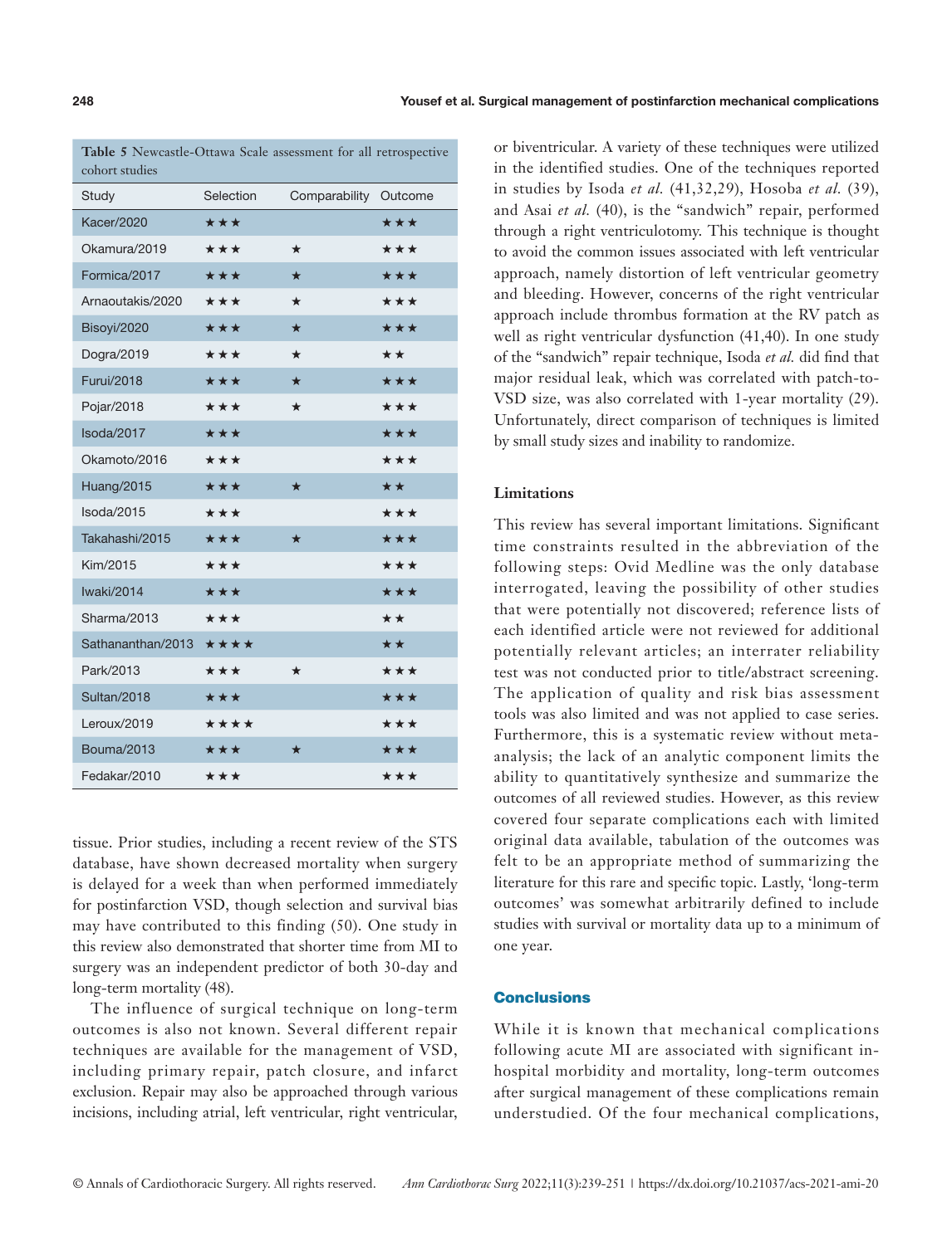**Table 5** Newcastle-Ottawa Scale assessment for all retrospective cohort studies

| Study | Selection | Comparability | Outcome |
|---|---|---|---|
| Kacer/2020 | ★★★ | | ★★★ |
| Okamura/2019 | ★★★ | ★ | ★★★ |
| Formica/2017 | ★★★ | ★ | ★★★ |
| Arnaoutakis/2020 | ★★★ | ★ | ★★★ |
| Bisoyi/2020 | ★★★ | ★ | ★★★ |
| Dogra/2019 | ★★★ | ★ | ★★ |
| Furui/2018 | ★★★ | ★ | ★★★ |
| Pojar/2018 | ★★★ | ★ | ★★★ |
| Isoda/2017 | ★★★ | | ★★★ |
| Okamoto/2016 | ★★★ | | ★★★ |
| Huang/2015 | ★★★ | ★ | ★★ |
| Isoda/2015 | ★★★ | | ★★★ |
| Takahashi/2015 | ★★★ | ★ | ★★★ |
| Kim/2015 | ★★★ | | ★★★ |
| Iwaki/2014 | ★★★ | | ★★★ |
| Sharma/2013 | ★★★ | | ★★ |
| Sathananthan/2013 | ★★★★ | | ★★ |
| Park/2013 | ★★★ | ★ | ★★★ |
| Sultan/2018 | ★★★ | | ★★★ |
| Leroux/2019 | ★★★★ | | ★★★ |
| Bouma/2013 | ★★★ | ★ | ★★★ |
| Fedakar/2010 | ★★★ | | ★★★ |

tissue. Prior studies, including a recent review of the STS database, have shown decreased mortality when surgery is delayed for a week than when performed immediately for postinfarction VSD, though selection and survival bias may have contributed to this finding (50). One study in this review also demonstrated that shorter time from MI to surgery was an independent predictor of both 30-day and long-term mortality (48).

The influence of surgical technique on long-term outcomes is also not known. Several different repair techniques are available for the management of VSD, including primary repair, patch closure, and infarct exclusion. Repair may also be approached through various incisions, including atrial, left ventricular, right ventricular, or biventricular. A variety of these techniques were utilized in the identified studies. One of the techniques reported in studies by Isoda *et al.* (41,32,29), Hosoba *et al.* (39), and Asai *et al.* (40), is the "sandwich" repair, performed through a right ventriculotomy. This technique is thought to avoid the common issues associated with left ventricular approach, namely distortion of left ventricular geometry and bleeding. However, concerns of the right ventricular approach include thrombus formation at the RV patch as well as right ventricular dysfunction (41,40). In one study of the "sandwich" repair technique, Isoda *et al.* did find that major residual leak, which was correlated with patch-to-VSD size, was also correlated with 1-year mortality (29). Unfortunately, direct comparison of techniques is limited by small study sizes and inability to randomize.

### Limitations

This review has several important limitations. Significant time constraints resulted in the abbreviation of the following steps: Ovid Medline was the only database interrogated, leaving the possibility of other studies that were potentially not discovered; reference lists of each identified article were not reviewed for additional potentially relevant articles; an interrater reliability test was not conducted prior to title/abstract screening. The application of quality and risk bias assessment tools was also limited and was not applied to case series. Furthermore, this is a systematic review without meta-analysis; the lack of an analytic component limits the ability to quantitatively synthesize and summarize the outcomes of all reviewed studies. However, as this review covered four separate complications each with limited original data available, tabulation of the outcomes was felt to be an appropriate method of summarizing the literature for this rare and specific topic. Lastly, 'long-term outcomes' was somewhat arbitrarily defined to include studies with survival or mortality data up to a minimum of one year.

## Conclusions

While it is known that mechanical complications following acute MI are associated with significant in-hospital morbidity and mortality, long-term outcomes after surgical management of these complications remain understudied. Of the four mechanical complications,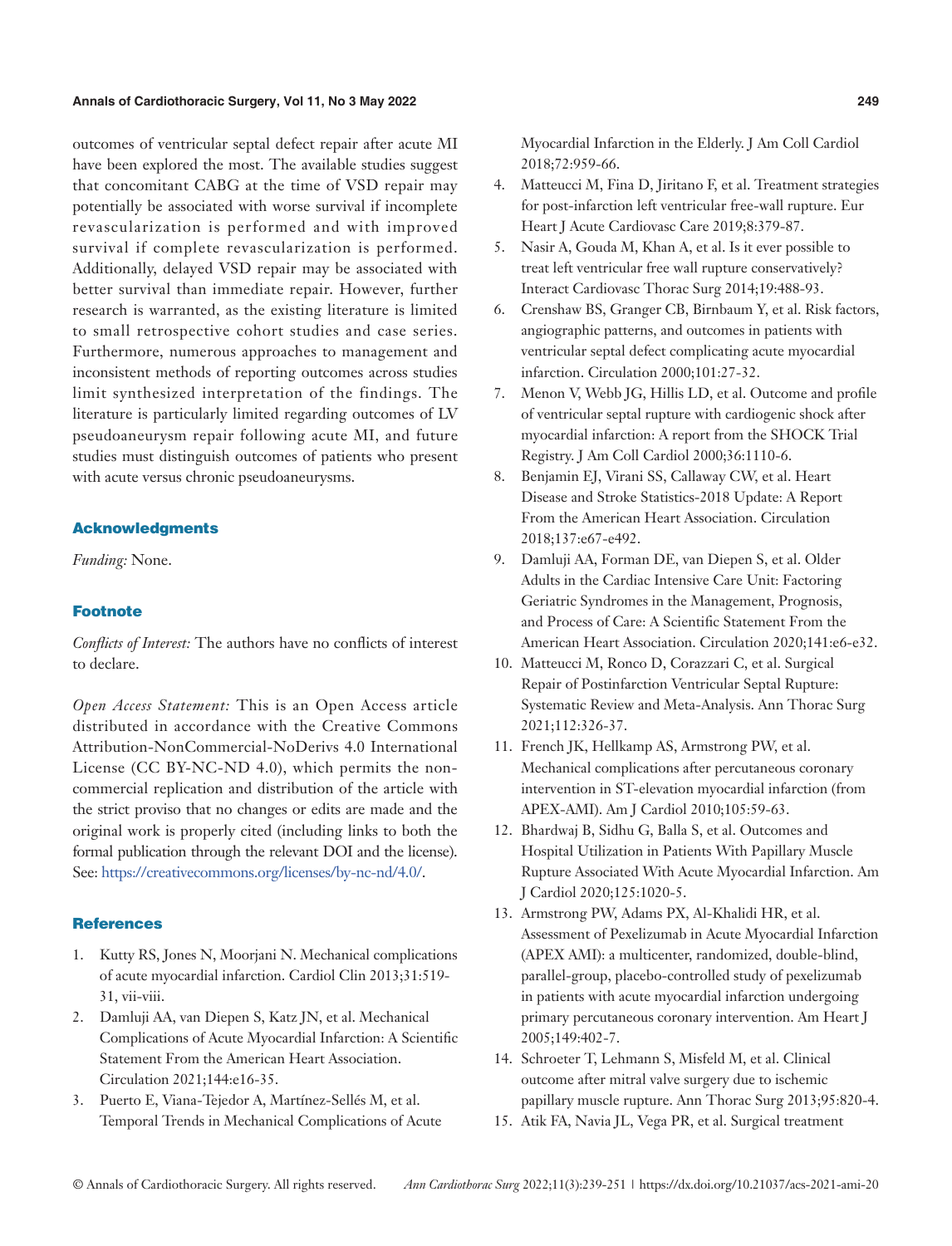outcomes of ventricular septal defect repair after acute MI have been explored the most. The available studies suggest that concomitant CABG at the time of VSD repair may potentially be associated with worse survival if incomplete revascularization is performed and with improved survival if complete revascularization is performed. Additionally, delayed VSD repair may be associated with better survival than immediate repair. However, further research is warranted, as the existing literature is limited to small retrospective cohort studies and case series. Furthermore, numerous approaches to management and inconsistent methods of reporting outcomes across studies limit synthesized interpretation of the findings. The literature is particularly limited regarding outcomes of LV pseudoaneurysm repair following acute MI, and future studies must distinguish outcomes of patients who present with acute versus chronic pseudoaneurysms.

## Acknowledgments

*Funding:* None.

## Footnote

*Conflicts of Interest:* The authors have no conflicts of interest to declare.

*Open Access Statement:* This is an Open Access article distributed in accordance with the Creative Commons Attribution-NonCommercial-NoDerivs 4.0 International License (CC BY-NC-ND 4.0), which permits the non-commercial replication and distribution of the article with the strict proviso that no changes or edits are made and the original work is properly cited (including links to both the formal publication through the relevant DOI and the license). See: https://creativecommons.org/licenses/by-nc-nd/4.0/.

## References

1. Kutty RS, Jones N, Moorjani N. Mechanical complications of acute myocardial infarction. Cardiol Clin 2013;31:519-31, vii-viii.
2. Damluji AA, van Diepen S, Katz JN, et al. Mechanical Complications of Acute Myocardial Infarction: A Scientific Statement From the American Heart Association. Circulation 2021;144:e16-35.
3. Puerto E, Viana-Tejedor A, Martínez-Sellés M, et al. Temporal Trends in Mechanical Complications of Acute Myocardial Infarction in the Elderly. J Am Coll Cardiol 2018;72:959-66.
4. Matteucci M, Fina D, Jiritano F, et al. Treatment strategies for post-infarction left ventricular free-wall rupture. Eur Heart J Acute Cardiovasc Care 2019;8:379-87.
5. Nasir A, Gouda M, Khan A, et al. Is it ever possible to treat left ventricular free wall rupture conservatively? Interact Cardiovasc Thorac Surg 2014;19:488-93.
6. Crenshaw BS, Granger CB, Birnbaum Y, et al. Risk factors, angiographic patterns, and outcomes in patients with ventricular septal defect complicating acute myocardial infarction. Circulation 2000;101:27-32.
7. Menon V, Webb JG, Hillis LD, et al. Outcome and profile of ventricular septal rupture with cardiogenic shock after myocardial infarction: A report from the SHOCK Trial Registry. J Am Coll Cardiol 2000;36:1110-6.
8. Benjamin EJ, Virani SS, Callaway CW, et al. Heart Disease and Stroke Statistics-2018 Update: A Report From the American Heart Association. Circulation 2018;137:e67-e492.
9. Damluji AA, Forman DE, van Diepen S, et al. Older Adults in the Cardiac Intensive Care Unit: Factoring Geriatric Syndromes in the Management, Prognosis, and Process of Care: A Scientific Statement From the American Heart Association. Circulation 2020;141:e6-e32.
10. Matteucci M, Ronco D, Corazzari C, et al. Surgical Repair of Postinfarction Ventricular Septal Rupture: Systematic Review and Meta-Analysis. Ann Thorac Surg 2021;112:326-37.
11. French JK, Hellkamp AS, Armstrong PW, et al. Mechanical complications after percutaneous coronary intervention in ST-elevation myocardial infarction (from APEX-AMI). Am J Cardiol 2010;105:59-63.
12. Bhardwaj B, Sidhu G, Balla S, et al. Outcomes and Hospital Utilization in Patients With Papillary Muscle Rupture Associated With Acute Myocardial Infarction. Am J Cardiol 2020;125:1020-5.
13. Armstrong PW, Adams PX, Al-Khalidi HR, et al. Assessment of Pexelizumab in Acute Myocardial Infarction (APEX AMI): a multicenter, randomized, double-blind, parallel-group, placebo-controlled study of pexelizumab in patients with acute myocardial infarction undergoing primary percutaneous coronary intervention. Am Heart J 2005;149:402-7.
14. Schroeter T, Lehmann S, Misfeld M, et al. Clinical outcome after mitral valve surgery due to ischemic papillary muscle rupture. Ann Thorac Surg 2013;95:820-4.
15. Atik FA, Navia JL, Vega PR, et al. Surgical treatment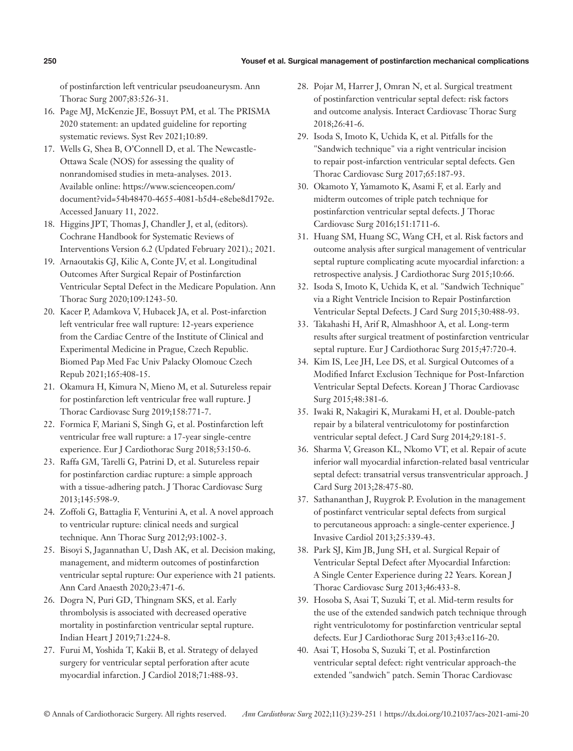of postinfarction left ventricular pseudoaneurysm. Ann Thorac Surg 2007;83:526-31.

16. Page MJ, McKenzie JE, Bossuyt PM, et al. The PRISMA 2020 statement: an updated guideline for reporting systematic reviews. Syst Rev 2021;10:89.
17. Wells G, Shea B, O'Connell D, et al. The Newcastle-Ottawa Scale (NOS) for assessing the quality of nonrandomised studies in meta-analyses. 2013. Available online: https://www.scienceopen.com/document?vid=54b48470-4655-4081-b5d4-e8ebe8d1792e. Accessed January 11, 2022.
18. Higgins JPT, Thomas J, Chandler J, et al, (editors). Cochrane Handbook for Systematic Reviews of Interventions Version 6.2 (Updated February 2021).; 2021.
19. Arnaoutakis GJ, Kilic A, Conte JV, et al. Longitudinal Outcomes After Surgical Repair of Postinfarction Ventricular Septal Defect in the Medicare Population. Ann Thorac Surg 2020;109:1243-50.
20. Kacer P, Adamkova V, Hubacek JA, et al. Post-infarction left ventricular free wall rupture: 12-years experience from the Cardiac Centre of the Institute of Clinical and Experimental Medicine in Prague, Czech Republic. Biomed Pap Med Fac Univ Palacky Olomouc Czech Repub 2021;165:408-15.
21. Okamura H, Kimura N, Mieno M, et al. Sutureless repair for postinfarction left ventricular free wall rupture. J Thorac Cardiovasc Surg 2019;158:771-7.
22. Formica F, Mariani S, Singh G, et al. Postinfarction left ventricular free wall rupture: a 17-year single-centre experience. Eur J Cardiothorac Surg 2018;53:150-6.
23. Raffa GM, Tarelli G, Patrini D, et al. Sutureless repair for postinfarction cardiac rupture: a simple approach with a tissue-adhering patch. J Thorac Cardiovasc Surg 2013;145:598-9.
24. Zoffoli G, Battaglia F, Venturini A, et al. A novel approach to ventricular rupture: clinical needs and surgical technique. Ann Thorac Surg 2012;93:1002-3.
25. Bisoyi S, Jagannathan U, Dash AK, et al. Decision making, management, and midterm outcomes of postinfarction ventricular septal rupture: Our experience with 21 patients. Ann Card Anaesth 2020;23:471-6.
26. Dogra N, Puri GD, Thingnam SKS, et al. Early thrombolysis is associated with decreased operative mortality in postinfarction ventricular septal rupture. Indian Heart J 2019;71:224-8.
27. Furui M, Yoshida T, Kakii B, et al. Strategy of delayed surgery for ventricular septal perforation after acute myocardial infarction. J Cardiol 2018;71:488-93.
28. Pojar M, Harrer J, Omran N, et al. Surgical treatment of postinfarction ventricular septal defect: risk factors and outcome analysis. Interact Cardiovasc Thorac Surg 2018;26:41-6.
29. Isoda S, Imoto K, Uchida K, et al. Pitfalls for the "Sandwich technique" via a right ventricular incision to repair post-infarction ventricular septal defects. Gen Thorac Cardiovasc Surg 2017;65:187-93.
30. Okamoto Y, Yamamoto K, Asami F, et al. Early and midterm outcomes of triple patch technique for postinfarction ventricular septal defects. J Thorac Cardiovasc Surg 2016;151:1711-6.
31. Huang SM, Huang SC, Wang CH, et al. Risk factors and outcome analysis after surgical management of ventricular septal rupture complicating acute myocardial infarction: a retrospective analysis. J Cardiothorac Surg 2015;10:66.
32. Isoda S, Imoto K, Uchida K, et al. "Sandwich Technique" via a Right Ventricle Incision to Repair Postinfarction Ventricular Septal Defects. J Card Surg 2015;30:488-93.
33. Takahashi H, Arif R, Almashhoor A, et al. Long-term results after surgical treatment of postinfarction ventricular septal rupture. Eur J Cardiothorac Surg 2015;47:720-4.
34. Kim IS, Lee JH, Lee DS, et al. Surgical Outcomes of a Modified Infarct Exclusion Technique for Post-Infarction Ventricular Septal Defects. Korean J Thorac Cardiovasc Surg 2015;48:381-6.
35. Iwaki R, Nakagiri K, Murakami H, et al. Double-patch repair by a bilateral ventriculotomy for postinfarction ventricular septal defect. J Card Surg 2014;29:181-5.
36. Sharma V, Greason KL, Nkomo VT, et al. Repair of acute inferior wall myocardial infarction-related basal ventricular septal defect: transatrial versus transventricular approach. J Card Surg 2013;28:475-80.
37. Sathananthan J, Ruygrok P. Evolution in the management of postinfarct ventricular septal defects from surgical to percutaneous approach: a single-center experience. J Invasive Cardiol 2013;25:339-43.
38. Park SJ, Kim JB, Jung SH, et al. Surgical Repair of Ventricular Septal Defect after Myocardial Infarction: A Single Center Experience during 22 Years. Korean J Thorac Cardiovasc Surg 2013;46:433-8.
39. Hosoba S, Asai T, Suzuki T, et al. Mid-term results for the use of the extended sandwich patch technique through right ventriculotomy for postinfarction ventricular septal defects. Eur J Cardiothorac Surg 2013;43:e116-20.
40. Asai T, Hosoba S, Suzuki T, et al. Postinfarction ventricular septal defect: right ventricular approach-the extended "sandwich" patch. Semin Thorac Cardiovasc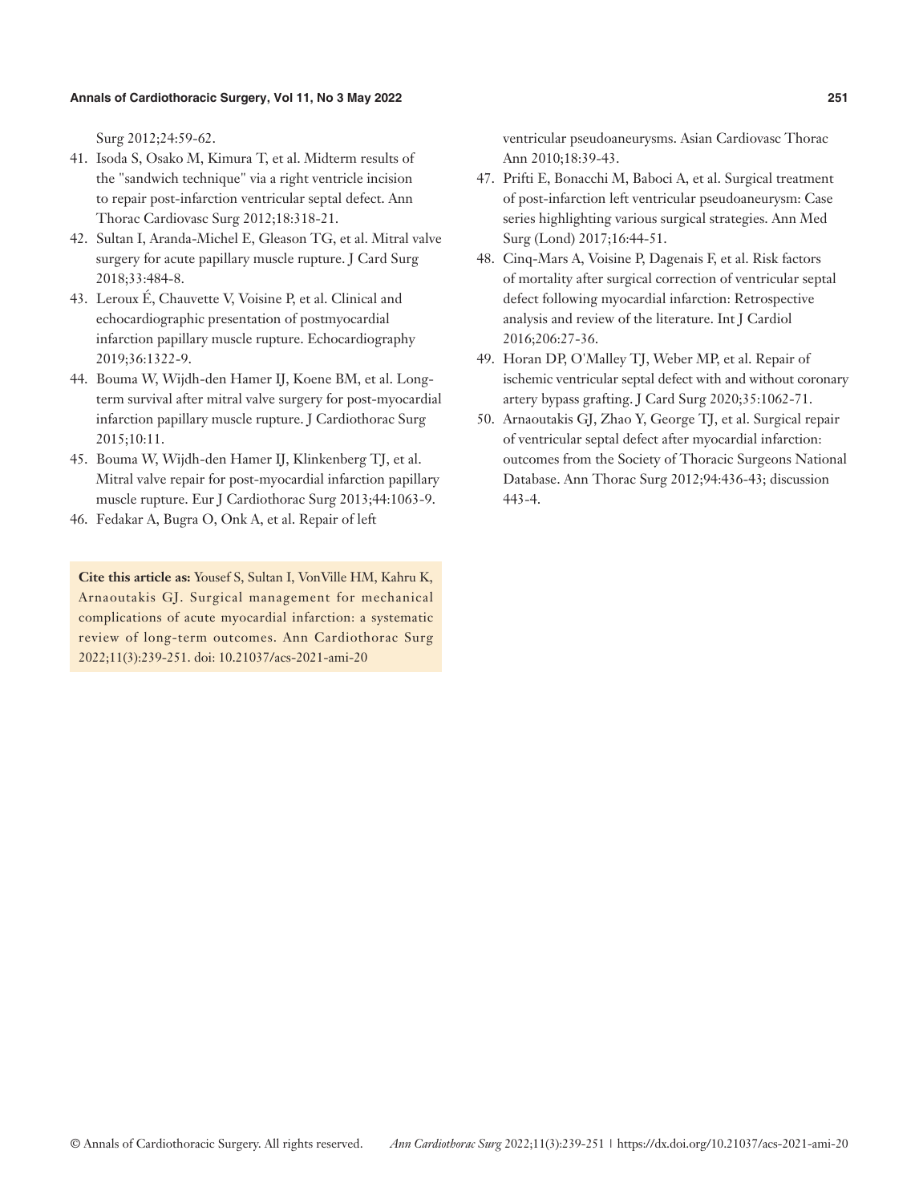Surg 2012;24:59-62.

41. Isoda S, Osako M, Kimura T, et al. Midterm results of the "sandwich technique" via a right ventricle incision to repair post-infarction ventricular septal defect. Ann Thorac Cardiovasc Surg 2012;18:318-21.
42. Sultan I, Aranda-Michel E, Gleason TG, et al. Mitral valve surgery for acute papillary muscle rupture. J Card Surg 2018;33:484-8.
43. Leroux É, Chauvette V, Voisine P, et al. Clinical and echocardiographic presentation of postmyocardial infarction papillary muscle rupture. Echocardiography 2019;36:1322-9.
44. Bouma W, Wijdh-den Hamer IJ, Koene BM, et al. Long-term survival after mitral valve surgery for post-myocardial infarction papillary muscle rupture. J Cardiothorac Surg 2015;10:11.
45. Bouma W, Wijdh-den Hamer IJ, Klinkenberg TJ, et al. Mitral valve repair for post-myocardial infarction papillary muscle rupture. Eur J Cardiothorac Surg 2013;44:1063-9.
46. Fedakar A, Bugra O, Onk A, et al. Repair of left ventricular pseudoaneurysms. Asian Cardiovasc Thorac Ann 2010;18:39-43.
47. Prifti E, Bonacchi M, Baboci A, et al. Surgical treatment of post-infarction left ventricular pseudoaneurysm: Case series highlighting various surgical strategies. Ann Med Surg (Lond) 2017;16:44-51.
48. Cinq-Mars A, Voisine P, Dagenais F, et al. Risk factors of mortality after surgical correction of ventricular septal defect following myocardial infarction: Retrospective analysis and review of the literature. Int J Cardiol 2016;206:27-36.
49. Horan DP, O'Malley TJ, Weber MP, et al. Repair of ischemic ventricular septal defect with and without coronary artery bypass grafting. J Card Surg 2020;35:1062-71.
50. Arnaoutakis GJ, Zhao Y, George TJ, et al. Surgical repair of ventricular septal defect after myocardial infarction: outcomes from the Society of Thoracic Surgeons National Database. Ann Thorac Surg 2012;94:436-43; discussion 443-4.

**Cite this article as:** Yousef S, Sultan I, VonVille HM, Kahru K, Arnaoutakis GJ. Surgical management for mechanical complications of acute myocardial infarction: a systematic review of long-term outcomes. Ann Cardiothorac Surg 2022;11(3):239-251. doi: 10.21037/acs-2021-ami-20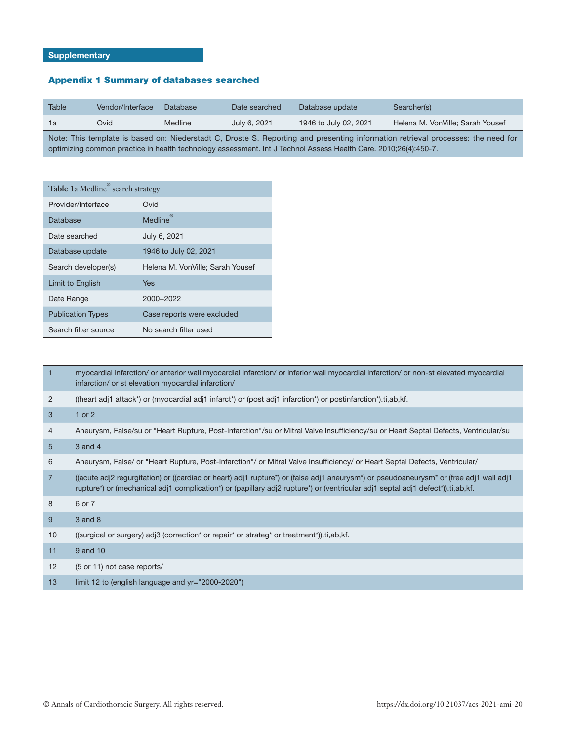## Supplementary

### Appendix 1 Summary of databases searched

| Table | Vendor/Interface | Database | Date searched | Database update | Searcher(s) |
|---|---|---|---|---|---|
| 1a | Ovid | Medline | July 6, 2021 | 1946 to July 02, 2021 | Helena M. VonVille; Sarah Yousef |

Note: This template is based on: Niederstadt C, Droste S. Reporting and presenting information retrieval processes: the need for optimizing common practice in health technology assessment. Int J Technol Assess Health Care. 2010;26(4):450-7.

**Table 1a** Medline® search strategy

| | |
|---|---|
| Provider/Interface | Ovid |
| Database | Medline® |
| Date searched | July 6, 2021 |
| Database update | 1946 to July 02, 2021 |
| Search developer(s) | Helena M. VonVille; Sarah Yousef |
| Limit to English | Yes |
| Date Range | 2000–2022 |
| Publication Types | Case reports were excluded |
| Search filter source | No search filter used |

| | |
|---|---|
| 1 | myocardial infarction/ or anterior wall myocardial infarction/ or inferior wall myocardial infarction/ or non-st elevated myocardial infarction/ or st elevation myocardial infarction/ |
| 2 | ((heart adj1 attack*) or (myocardial adj1 infarct*) or (post adj1 infarction*) or postinfarction*).ti,ab,kf. |
| 3 | 1 or 2 |
| 4 | Aneurysm, False/su or "Heart Rupture, Post-Infarction"/su or Mitral Valve Insufficiency/su or Heart Septal Defects, Ventricular/su |
| 5 | 3 and 4 |
| 6 | Aneurysm, False/ or "Heart Rupture, Post-Infarction"/ or Mitral Valve Insufficiency/ or Heart Septal Defects, Ventricular/ |
| 7 | ((acute adj2 regurgitation) or ((cardiac or heart) adj1 rupture*) or (false adj1 aneurysm*) or pseudoaneurysm* or (free adj1 wall adj1 rupture*) or (mechanical adj1 complication*) or (papillary adj2 rupture*) or (ventricular adj1 septal adj1 defect*)).ti,ab,kf. |
| 8 | 6 or 7 |
| 9 | 3 and 8 |
| 10 | ((surgical or surgery) adj3 (correction* or repair* or strateg* or treatment*)).ti,ab,kf. |
| 11 | 9 and 10 |
| 12 | (5 or 11) not case reports/ |
| 13 | limit 12 to (english language and yr="2000-2020") |